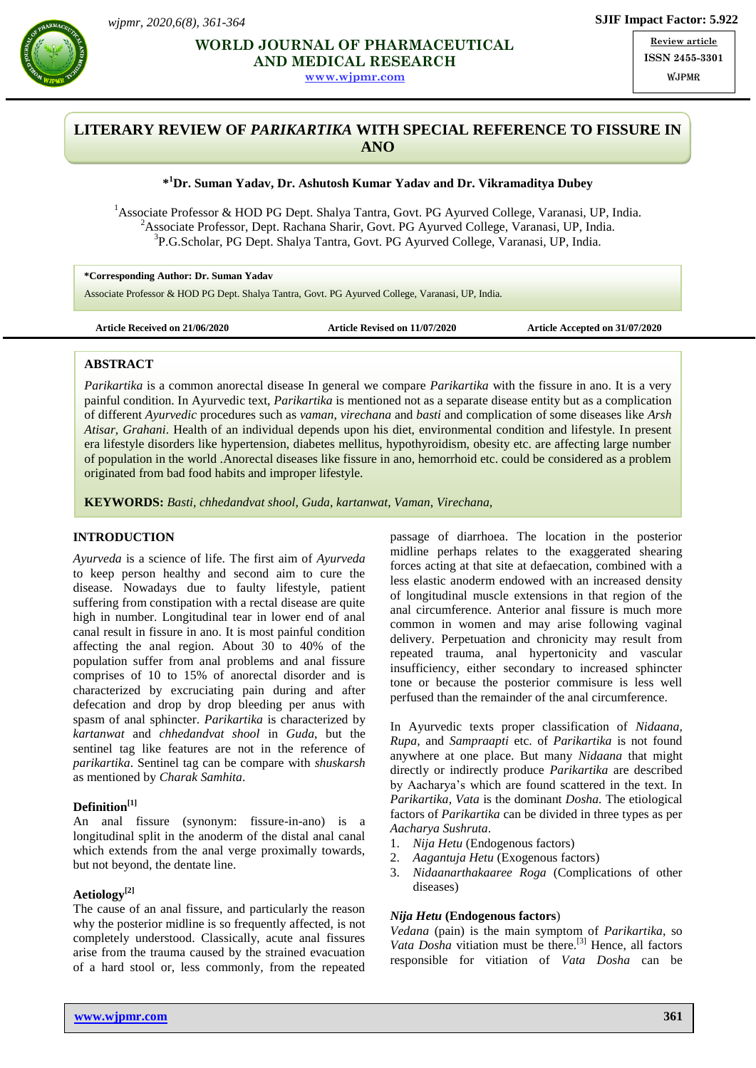# LITERARY REVIEW OF *PARIKARTIKA* WITH SPECIAL REFERENCE TO FISSURE IN ANO

**\*[1]Dr. Suman Yadav, Dr. Ashutosh Kumar Yadav and Dr. Vikramaditya Dubey**

[1]Associate Professor & HOD PG Dept. Shalya Tantra, Govt. PG Ayurved College, Varanasi, UP, India.
[2]Associate Professor, Dept. Rachana Sharir, Govt. PG Ayurved College, Varanasi, UP, India.
[3]P.G.Scholar, PG Dept. Shalya Tantra, Govt. PG Ayurved College, Varanasi, UP, India.

**\*Corresponding Author: Dr. Suman Yadav**
Associate Professor & HOD PG Dept. Shalya Tantra, Govt. PG Ayurved College, Varanasi, UP, India.

**Article Received on 21/06/2020** **Article Revised on 11/07/2020** **Article Accepted on 31/07/2020**

## ABSTRACT

*Parikartika* is a common anorectal disease In general we compare *Parikartika* with the fissure in ano. It is a very painful condition. In Ayurvedic text, *Parikartika* is mentioned not as a separate disease entity but as a complication of different *Ayurvedic* procedures such as *vaman, virechana* and *basti* and complication of some diseases like *Arsh Atisar, Grahani*. Health of an individual depends upon his diet, environmental condition and lifestyle. In present era lifestyle disorders like hypertension, diabetes mellitus, hypothyroidism, obesity etc. are affecting large number of population in the world .Anorectal diseases like fissure in ano, hemorrhoid etc. could be considered as a problem originated from bad food habits and improper lifestyle.

**KEYWORDS:** *Basti, chhedandvat shool, Guda, kartanwat, Vaman, Virechana,*

## INTRODUCTION

*Ayurveda* is a science of life. The first aim of *Ayurveda* to keep person healthy and second aim to cure the disease. Nowadays due to faulty lifestyle, patient suffering from constipation with a rectal disease are quite high in number. Longitudinal tear in lower end of anal canal result in fissure in ano. It is most painful condition affecting the anal region. About 30 to 40% of the population suffer from anal problems and anal fissure comprises of 10 to 15% of anorectal disorder and is characterized by excruciating pain during and after defecation and drop by drop bleeding per anus with spasm of anal sphincter. *Parikartika* is characterized by *kartanwat* and *chhedandvat shool* in *Guda*, but the sentinel tag like features are not in the reference of *parikartika*. Sentinel tag can be compare with *shuskarsh* as mentioned by *Charak Samhita*.

### Definition[1]

An anal fissure (synonym: fissure-in-ano) is a longitudinal split in the anoderm of the distal anal canal which extends from the anal verge proximally towards, but not beyond, the dentate line.

### Aetiology[2]

The cause of an anal fissure, and particularly the reason why the posterior midline is so frequently affected, is not completely understood. Classically, acute anal fissures arise from the trauma caused by the strained evacuation of a hard stool or, less commonly, from the repeated passage of diarrhoea. The location in the posterior midline perhaps relates to the exaggerated shearing forces acting at that site at defaecation, combined with a less elastic anoderm endowed with an increased density of longitudinal muscle extensions in that region of the anal circumference. Anterior anal fissure is much more common in women and may arise following vaginal delivery. Perpetuation and chronicity may result from repeated trauma, anal hypertonicity and vascular insufficiency, either secondary to increased sphincter tone or because the posterior commisure is less well perfused than the remainder of the anal circumference.

In Ayurvedic texts proper classification of *Nidaana, Rupa,* and *Sampraapti* etc. of *Parikartika* is not found anywhere at one place. But many *Nidaana* that might directly or indirectly produce *Parikartika* are described by Aacharya's which are found scattered in the text. In *Parikartika*, *Vata* is the dominant *Dosha*. The etiological factors of *Parikartika* can be divided in three types as per *Aacharya Sushruta*.

1. *Nija Hetu* (Endogenous factors)
2. *Aagantuja Hetu* (Exogenous factors)
3. *Nidaanarthakaaree Roga* (Complications of other diseases)

### *Nija Hetu* (Endogenous factors)

*Vedana* (pain) is the main symptom of *Parikartika*, so *Vata Dosha* vitiation must be there.[3] Hence, all factors responsible for vitiation of *Vata Dosha* can be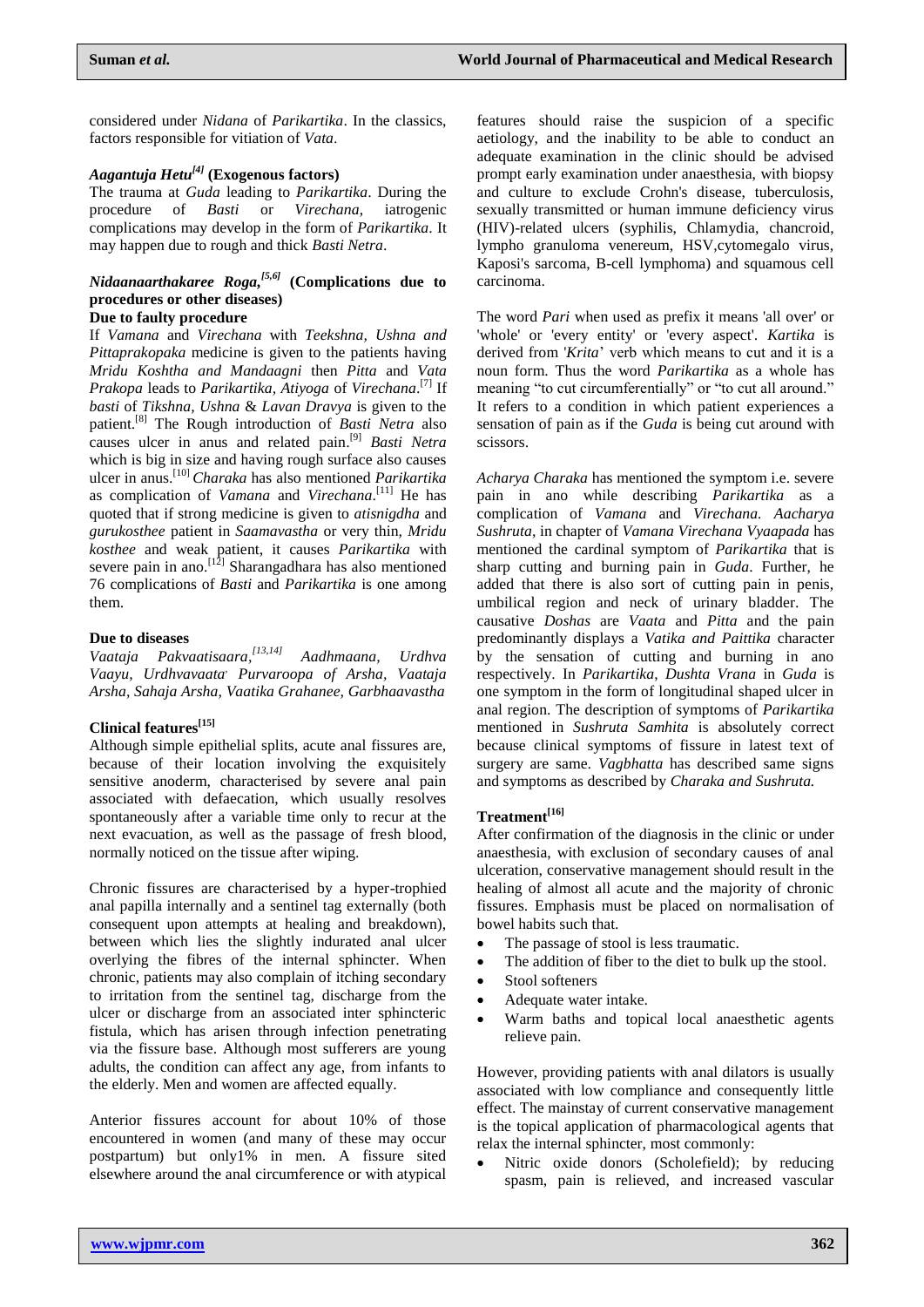considered under *Nidana* of *Parikartika*. In the classics, factors responsible for vitiation of *Vata*.

### *Aagantuja Hetu*[4] (Exogenous factors)

The trauma at *Guda* leading to *Parikartika*. During the procedure of *Basti* or *Virechana*, iatrogenic complications may develop in the form of *Parikartika*. It may happen due to rough and thick *Basti Netra*.

### *Nidaanaarthakaree Roga*,[5,6] (Complications due to procedures or other diseases)

**Due to faulty procedure**

If *Vamana* and *Virechana* with *Teekshna, Ushna and Pittaprakopaka* medicine is given to the patients having *Mridu Koshtha and Mandaagni* then *Pitta* and *Vata Prakopa* leads to *Parikartika, Atiyoga* of *Virechana*.[7] If *basti* of *Tikshna, Ushna* & *Lavan Dravya* is given to the patient.[8] The Rough introduction of *Basti Netra* also causes ulcer in anus and related pain.[9] *Basti Netra* which is big in size and having rough surface also causes ulcer in anus.[10] *Charaka* has also mentioned *Parikartika* as complication of *Vamana* and *Virechana*.[11] He has quoted that if strong medicine is given to *atisnigdha* and *gurukosthee* patient in *Saamavastha* or very thin, *Mridu kosthee* and weak patient, it causes *Parikartika* with severe pain in ano.[12] Sharangadhara has also mentioned 76 complications of *Basti* and *Parikartika* is one among them.

**Due to diseases**

*Vaataja Pakvaatisaara*,[13,14] *Aadhmaana, Urdhva Vaayu, Urdhvavaata, Purvaroopa of Arsha, Vaataja Arsha, Sahaja Arsha, Vaatika Grahanee, Garbhaavastha*

### Clinical features[15]

Although simple epithelial splits, acute anal fissures are, because of their location involving the exquisitely sensitive anoderm, characterised by severe anal pain associated with defaecation, which usually resolves spontaneously after a variable time only to recur at the next evacuation, as well as the passage of fresh blood, normally noticed on the tissue after wiping.

Chronic fissures are characterised by a hyper-trophied anal papilla internally and a sentinel tag externally (both consequent upon attempts at healing and breakdown), between which lies the slightly indurated anal ulcer overlying the fibres of the internal sphincter. When chronic, patients may also complain of itching secondary to irritation from the sentinel tag, discharge from the ulcer or discharge from an associated inter sphincteric fistula, which has arisen through infection penetrating via the fissure base. Although most sufferers are young adults, the condition can affect any age, from infants to the elderly. Men and women are affected equally.

Anterior fissures account for about 10% of those encountered in women (and many of these may occur postpartum) but only1% in men. A fissure sited elsewhere around the anal circumference or with atypical features should raise the suspicion of a specific aetiology, and the inability to be able to conduct an adequate examination in the clinic should be advised prompt early examination under anaesthesia, with biopsy and culture to exclude Crohn's disease, tuberculosis, sexually transmitted or human immune deficiency virus (HIV)-related ulcers (syphilis, Chlamydia, chancroid, lympho granuloma venereum, HSV,cytomegalo virus, Kaposi's sarcoma, B-cell lymphoma) and squamous cell carcinoma.

The word *Pari* when used as prefix it means 'all over' or 'whole' or 'every entity' or 'every aspect'. *Kartika* is derived from '*Krita*' verb which means to cut and it is a noun form. Thus the word *Parikartika* as a whole has meaning "to cut circumferentially" or "to cut all around." It refers to a condition in which patient experiences a sensation of pain as if the *Guda* is being cut around with scissors.

*Acharya Charaka* has mentioned the symptom i.e. severe pain in ano while describing *Parikartika* as a complication of *Vamana* and *Virechana. Aacharya Sushruta*, in chapter of *Vamana Virechana Vyaapada* has mentioned the cardinal symptom of *Parikartika* that is sharp cutting and burning pain in *Guda*. Further, he added that there is also sort of cutting pain in penis, umbilical region and neck of urinary bladder. The causative *Doshas* are *Vaata* and *Pitta* and the pain predominantly displays a *Vatika and Paittika* character by the sensation of cutting and burning in ano respectively. In *Parikartika*, *Dushta Vrana* in *Guda* is one symptom in the form of longitudinal shaped ulcer in anal region. The description of symptoms of *Parikartika* mentioned in *Sushruta Samhita* is absolutely correct because clinical symptoms of fissure in latest text of surgery are same. *Vagbhatta* has described same signs and symptoms as described by *Charaka and Sushruta.*

### Treatment[16]

After confirmation of the diagnosis in the clinic or under anaesthesia, with exclusion of secondary causes of anal ulceration, conservative management should result in the healing of almost all acute and the majority of chronic fissures. Emphasis must be placed on normalisation of bowel habits such that.

- The passage of stool is less traumatic.
- The addition of fiber to the diet to bulk up the stool.
- Stool softeners
- Adequate water intake.
- Warm baths and topical local anaesthetic agents relieve pain.

However, providing patients with anal dilators is usually associated with low compliance and consequently little effect. The mainstay of current conservative management is the topical application of pharmacological agents that relax the internal sphincter, most commonly:

- Nitric oxide donors (Scholefield); by reducing spasm, pain is relieved, and increased vascular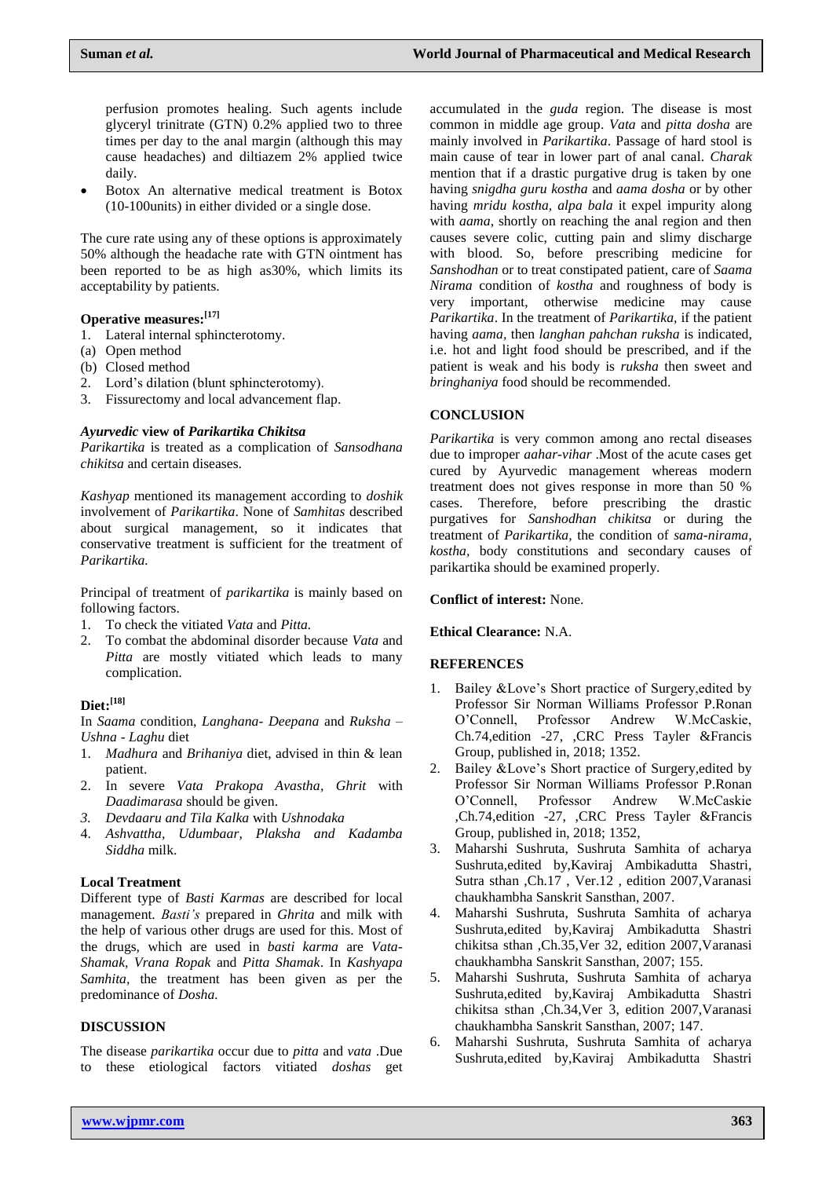perfusion promotes healing. Such agents include glyceryl trinitrate (GTN) 0.2% applied two to three times per day to the anal margin (although this may cause headaches) and diltiazem 2% applied twice daily.

- Botox An alternative medical treatment is Botox (10-100units) in either divided or a single dose.

The cure rate using any of these options is approximately 50% although the headache rate with GTN ointment has been reported to be as high as30%, which limits its acceptability by patients.

**Operative measures:[17]**

1. Lateral internal sphincterotomy.
(a) Open method
(b) Closed method
2. Lord's dilation (blunt sphincterotomy).
3. Fissurectomy and local advancement flap.

***Ayurvedic* view of *Parikartika Chikitsa***

*Parikartika* is treated as a complication of *Sansodhana chikitsa* and certain diseases.

*Kashyap* mentioned its management according to *doshik* involvement of *Parikartika*. None of *Samhitas* described about surgical management, so it indicates that conservative treatment is sufficient for the treatment of *Parikartika.*

Principal of treatment of *parikartika* is mainly based on following factors.

1. To check the vitiated *Vata* and *Pitta.*
2. To combat the abdominal disorder because *Vata* and *Pitta* are mostly vitiated which leads to many complication.

**Diet:[18]**

In *Saama* condition, *Langhana- Deepana* and *Ruksha – Ushna - Laghu* diet

1. *Madhura* and *Brihaniya* diet, advised in thin & lean patient.
2. In severe *Vata Prakopa Avastha*, *Ghrit* with *Daadimarasa* should be given.
3. *Devdaaru and Tila Kalka* with *Ushnodaka*
4. *Ashvattha, Udumbaar, Plaksha and Kadamba Siddha* milk.

**Local Treatment**

Different type of *Basti Karmas* are described for local management. *Basti's* prepared in *Ghrita* and milk with the help of various other drugs are used for this. Most of the drugs, which are used in *basti karma* are *Vata-Shamak*, *Vrana Ropak* and *Pitta Shamak*. In *Kashyapa Samhita,* the treatment has been given as per the predominance of *Dosha.*

**DISCUSSION**

The disease *parikartika* occur due to *pitta* and *vata* .Due to these etiological factors vitiated *doshas* get accumulated in the *guda* region. The disease is most common in middle age group. *Vata* and *pitta dosha* are mainly involved in *Parikartika*. Passage of hard stool is main cause of tear in lower part of anal canal. *Charak* mention that if a drastic purgative drug is taken by one having *snigdha guru kostha* and *aama dosha* or by other having *mridu kostha, alpa bala* it expel impurity along with *aama*, shortly on reaching the anal region and then causes severe colic, cutting pain and slimy discharge with blood. So, before prescribing medicine for *Sanshodhan* or to treat constipated patient, care of *Saama Nirama* condition of *kostha* and roughness of body is very important, otherwise medicine may cause *Parikartika*. In the treatment of *Parikartika,* if the patient having *aama,* then *langhan pahchan ruksha* is indicated, i.e. hot and light food should be prescribed, and if the patient is weak and his body is *ruksha* then sweet and *bringhaniya* food should be recommended.

**CONCLUSION**

*Parikartika* is very common among ano rectal diseases due to improper *aahar-vihar* .Most of the acute cases get cured by Ayurvedic management whereas modern treatment does not gives response in more than 50 % cases. Therefore, before prescribing the drastic purgatives for *Sanshodhan chikitsa* or during the treatment of *Parikartika,* the condition of *sama-nirama, kostha,* body constitutions and secondary causes of parikartika should be examined properly.

**Conflict of interest:** None.

**Ethical Clearance:** N.A.

**REFERENCES**

1. Bailey &Love's Short practice of Surgery,edited by Professor Sir Norman Williams Professor P.Ronan O'Connell, Professor Andrew W.McCaskie, Ch.74,edition -27, ,CRC Press Tayler &Francis Group, published in, 2018; 1352.
2. Bailey &Love's Short practice of Surgery,edited by Professor Sir Norman Williams Professor P.Ronan O'Connell, Professor Andrew W.McCaskie ,Ch.74,edition -27, ,CRC Press Tayler &Francis Group, published in, 2018; 1352,
3. Maharshi Sushruta, Sushruta Samhita of acharya Sushruta,edited by,Kaviraj Ambikadutta Shastri, Sutra sthan ,Ch.17 , Ver.12 , edition 2007,Varanasi chaukhambha Sanskrit Sansthan, 2007.
4. Maharshi Sushruta, Sushruta Samhita of acharya Sushruta,edited by,Kaviraj Ambikadutta Shastri chikitsa sthan ,Ch.35,Ver 32, edition 2007,Varanasi chaukhambha Sanskrit Sansthan, 2007; 155.
5. Maharshi Sushruta, Sushruta Samhita of acharya Sushruta,edited by,Kaviraj Ambikadutta Shastri chikitsa sthan ,Ch.34,Ver 3, edition 2007,Varanasi chaukhambha Sanskrit Sansthan, 2007; 147.
6. Maharshi Sushruta, Sushruta Samhita of acharya Sushruta,edited by,Kaviraj Ambikadutta Shastri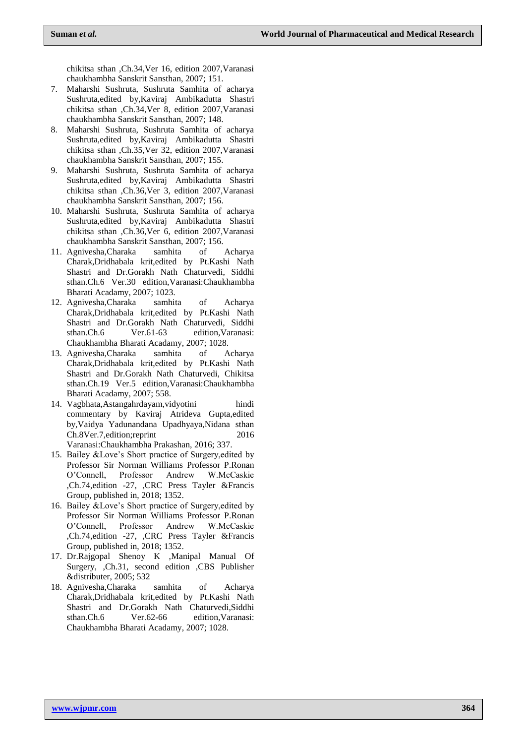chikitsa sthan ,Ch.34,Ver 16, edition 2007,Varanasi chaukhambha Sanskrit Sansthan, 2007; 151.

7. Maharshi Sushruta, Sushruta Samhita of acharya Sushruta,edited by,Kaviraj Ambikadutta Shastri chikitsa sthan ,Ch.34,Ver 8, edition 2007,Varanasi chaukhambha Sanskrit Sansthan, 2007; 148.
8. Maharshi Sushruta, Sushruta Samhita of acharya Sushruta,edited by,Kaviraj Ambikadutta Shastri chikitsa sthan ,Ch.35,Ver 32, edition 2007,Varanasi chaukhambha Sanskrit Sansthan, 2007; 155.
9. Maharshi Sushruta, Sushruta Samhita of acharya Sushruta,edited by,Kaviraj Ambikadutta Shastri chikitsa sthan ,Ch.36,Ver 3, edition 2007,Varanasi chaukhambha Sanskrit Sansthan, 2007; 156.
10. Maharshi Sushruta, Sushruta Samhita of acharya Sushruta,edited by,Kaviraj Ambikadutta Shastri chikitsa sthan ,Ch.36,Ver 6, edition 2007,Varanasi chaukhambha Sanskrit Sansthan, 2007; 156.
11. Agnivesha,Charaka samhita of Acharya Charak,Dridhabala krit,edited by Pt.Kashi Nath Shastri and Dr.Gorakh Nath Chaturvedi, Siddhi sthan.Ch.6 Ver.30 edition,Varanasi:Chaukhambha Bharati Acadamy, 2007; 1023.
12. Agnivesha,Charaka samhita of Acharya Charak,Dridhabala krit,edited by Pt.Kashi Nath Shastri and Dr.Gorakh Nath Chaturvedi, Siddhi sthan.Ch.6 Ver.61-63 edition,Varanasi: Chaukhambha Bharati Acadamy, 2007; 1028.
13. Agnivesha,Charaka samhita of Acharya Charak,Dridhabala krit,edited by Pt.Kashi Nath Shastri and Dr.Gorakh Nath Chaturvedi, Chikitsa sthan.Ch.19 Ver.5 edition,Varanasi:Chaukhambha Bharati Acadamy, 2007; 558.
14. Vagbhata,Astangahrdayam,vidyotini hindi commentary by Kaviraj Atrideva Gupta,edited by,Vaidya Yadunandana Upadhyaya,Nidana sthan Ch.8Ver.7,edition;reprint 2016 Varanasi:Chaukhambha Prakashan, 2016; 337.
15. Bailey &Love's Short practice of Surgery,edited by Professor Sir Norman Williams Professor P.Ronan O'Connell, Professor Andrew W.McCaskie ,Ch.74,edition -27, ,CRC Press Tayler &Francis Group, published in, 2018; 1352.
16. Bailey &Love's Short practice of Surgery,edited by Professor Sir Norman Williams Professor P.Ronan O'Connell, Professor Andrew W.McCaskie ,Ch.74,edition -27, ,CRC Press Tayler &Francis Group, published in, 2018; 1352.
17. Dr.Rajgopal Shenoy K ,Manipal Manual Of Surgery, ,Ch.31, second edition ,CBS Publisher &distributer, 2005; 532
18. Agnivesha,Charaka samhita of Acharya Charak,Dridhabala krit,edited by Pt.Kashi Nath Shastri and Dr.Gorakh Nath Chaturvedi,Siddhi sthan.Ch.6 Ver.62-66 edition,Varanasi: Chaukhambha Bharati Acadamy, 2007; 1028.